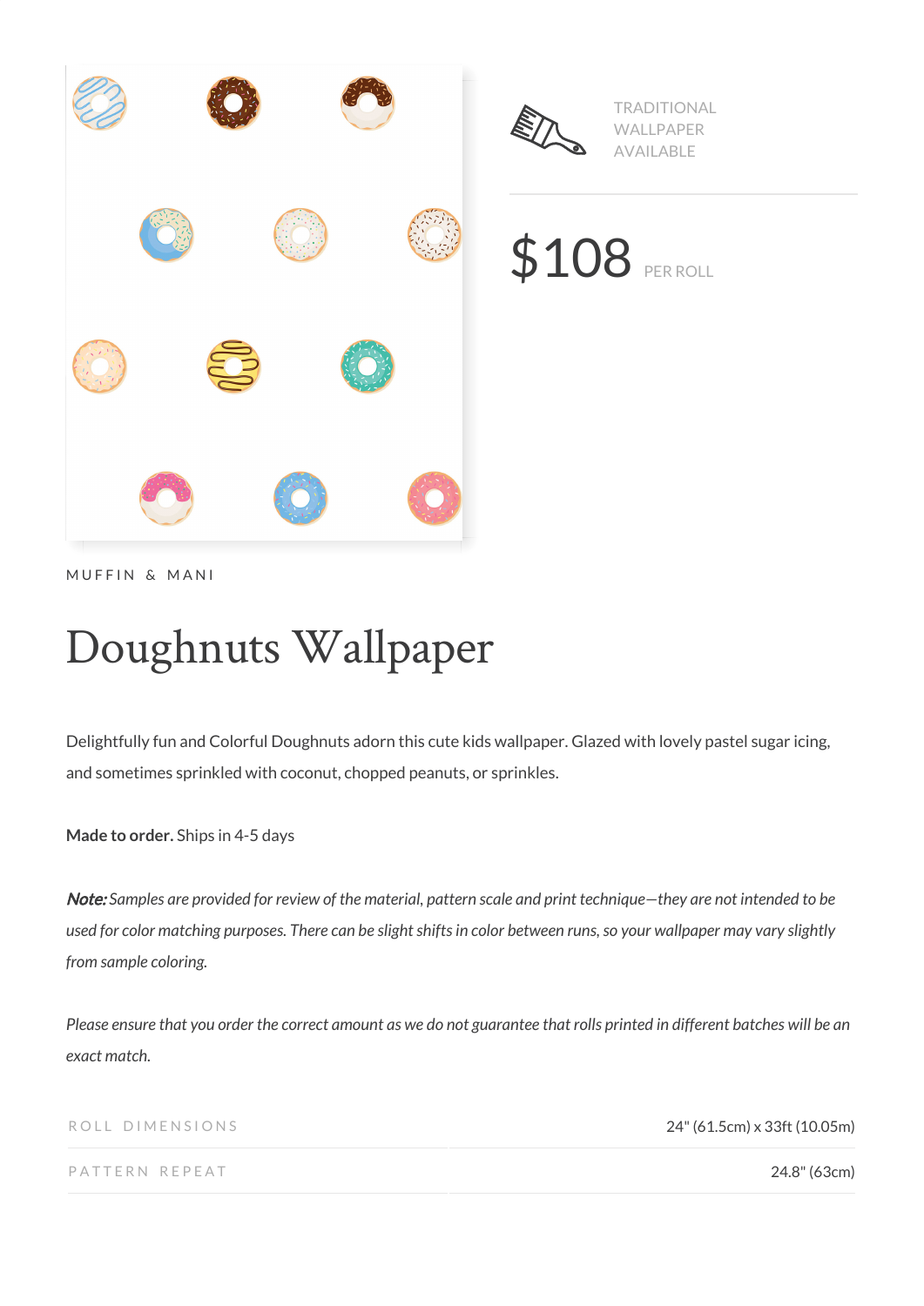TRADITIONAL WALLPAPER AVAILABLE

$108 PER ROLL

MUFFIN & MANI

# Doughnuts Wallpaper

Delightfully fun and Colorful Doughnuts adorn this cute kids wallpaper. Glazed with lovely pastel sugar icing, and sometimes sprinkled with coconut, chopped peanuts, or sprinkles.

**Made to order.** Ships in 4-5 days

***Note:*** *Samples are provided for review of the material, pattern scale and print technique—they are not intended to be used for color matching purposes. There can be slight shifts in color between runs, so your wallpaper may vary slightly from sample coloring.*

*Please ensure that you order the correct amount as we do not guarantee that rolls printed in different batches will be an exact match.*

| | |
|---|---|
| ROLL DIMENSIONS | 24" (61.5cm) x 33ft (10.05m) |
| PATTERN REPEAT | 24.8" (63cm) |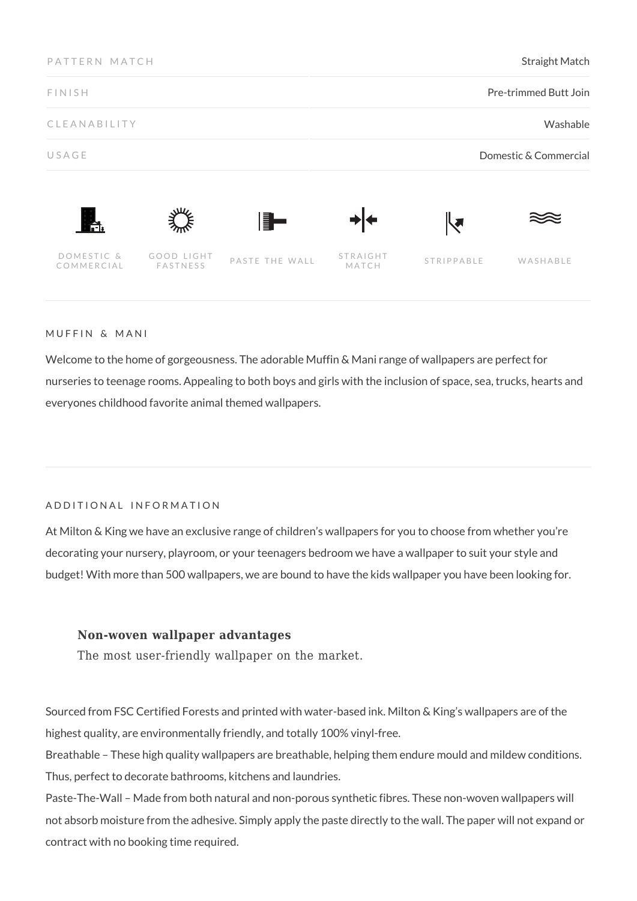| PATTERN MATCH | Straight Match |
|---|---|
| FINISH | Pre-trimmed Butt Join |
| CLEANABILITY | Washable |
| USAGE | Domestic & Commercial |

DOMESTIC & COMMERCIAL | GOOD LIGHT FASTNESS | PASTE THE WALL | STRAIGHT MATCH | STRIPPABLE | WASHABLE

## MUFFIN & MANI

Welcome to the home of gorgeousness. The adorable Muffin & Mani range of wallpapers are perfect for nurseries to teenage rooms. Appealing to both boys and girls with the inclusion of space, sea, trucks, hearts and everyones childhood favorite animal themed wallpapers.

## ADDITIONAL INFORMATION

At Milton & King we have an exclusive range of children's wallpapers for you to choose from whether you're decorating your nursery, playroom, or your teenagers bedroom we have a wallpaper to suit your style and budget! With more than 500 wallpapers, we are bound to have the kids wallpaper you have been looking for.

**Non-woven wallpaper advantages**

The most user-friendly wallpaper on the market.

Sourced from FSC Certified Forests and printed with water-based ink. Milton & King's wallpapers are of the highest quality, are environmentally friendly, and totally 100% vinyl-free.

Breathable – These high quality wallpapers are breathable, helping them endure mould and mildew conditions. Thus, perfect to decorate bathrooms, kitchens and laundries.

Paste-The-Wall – Made from both natural and non-porous synthetic fibres. These non-woven wallpapers will not absorb moisture from the adhesive. Simply apply the paste directly to the wall. The paper will not expand or contract with no booking time required.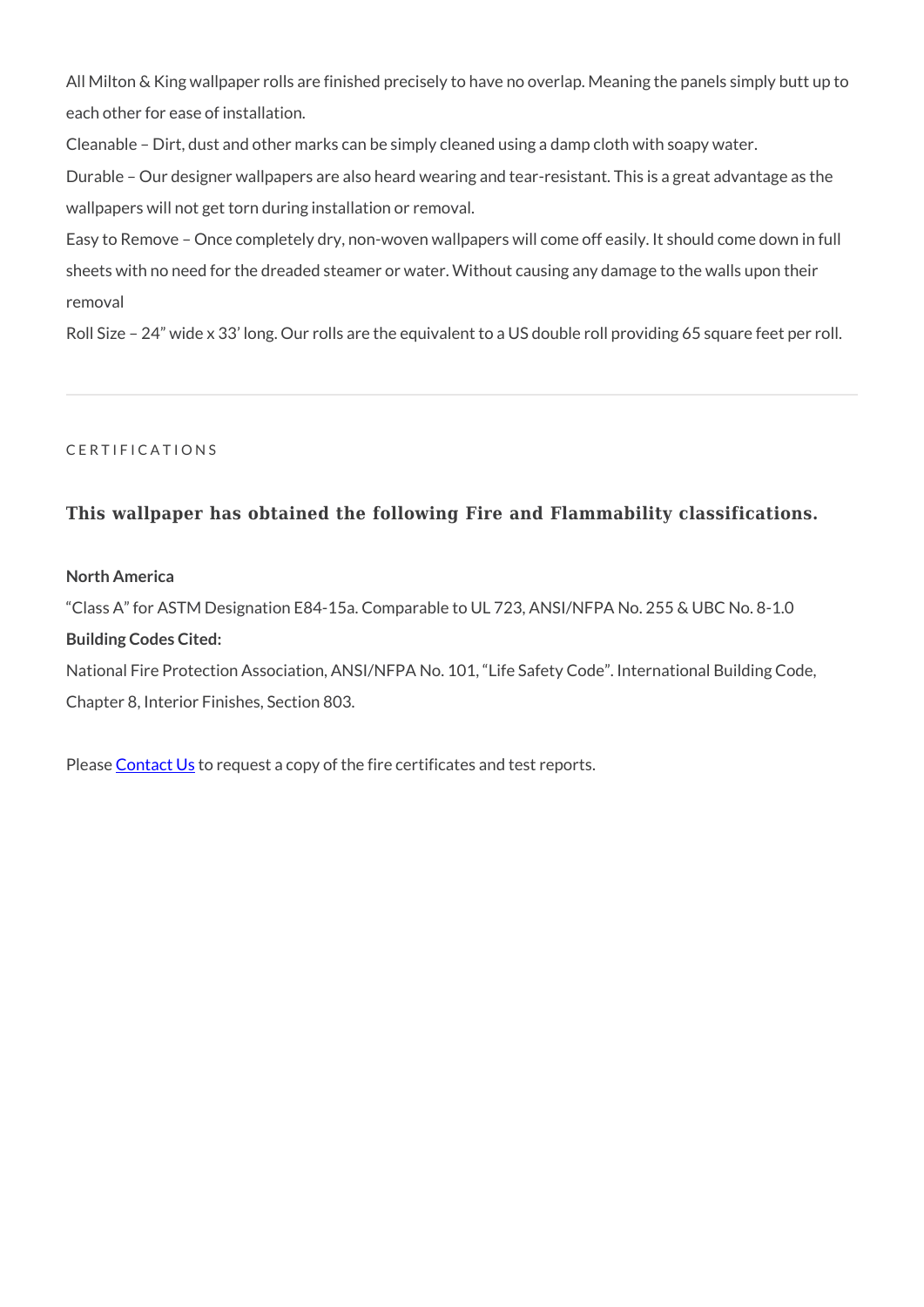All Milton & King wallpaper rolls are finished precisely to have no overlap. Meaning the panels simply butt up to each other for ease of installation.

Cleanable – Dirt, dust and other marks can be simply cleaned using a damp cloth with soapy water.

Durable – Our designer wallpapers are also heard wearing and tear-resistant. This is a great advantage as the wallpapers will not get torn during installation or removal.

Easy to Remove – Once completely dry, non-woven wallpapers will come off easily. It should come down in full sheets with no need for the dreaded steamer or water. Without causing any damage to the walls upon their removal

Roll Size – 24" wide x 33' long. Our rolls are the equivalent to a US double roll providing 65 square feet per roll.

---

CERTIFICATIONS

## This wallpaper has obtained the following Fire and Flammability classifications.

**North America**

"Class A" for ASTM Designation E84-15a. Comparable to UL 723, ANSI/NFPA No. 255 & UBC No. 8-1.0

**Building Codes Cited:**

National Fire Protection Association, ANSI/NFPA No. 101, "Life Safety Code". International Building Code, Chapter 8, Interior Finishes, Section 803.

Please Contact Us to request a copy of the fire certificates and test reports.